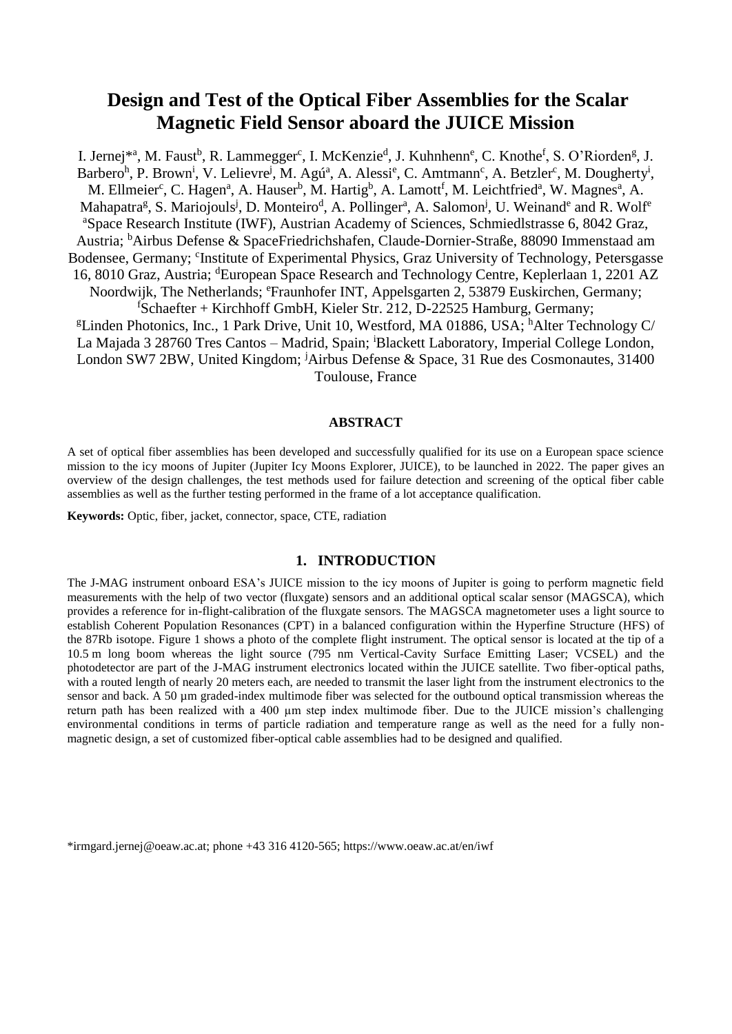# Design and Test of the Optical Fiber Assemblies for the Scalar Magnetic Field Sensor aboard the JUICE Mission

I. Jernej*[a], M. Faust[b], R. Lammegger[c], I. McKenzie[d], J. Kuhnhenn[e], C. Knothe[f], S. O'Riorden[g], J. Barbero[h], P. Brown[i], V. Lelievre[j], M. Agú[a], A. Alessi[e], C. Amtmann[c], A. Betzler[c], M. Dougherty[i], M. Ellmeier[c], C. Hagen[a], A. Hauser[b], M. Hartig[b], A. Lamott[f], M. Leichtfried[a], W. Magnes[a], A. Mahapatra[g], S. Mariojouls[j], D. Monteiro[d], A. Pollinger[a], A. Salomon[j], U. Weinand[e] and R. Wolf[e]

[a]Space Research Institute (IWF), Austrian Academy of Sciences, Schmiedlstrasse 6, 8042 Graz, Austria; [b]Airbus Defense & SpaceFriedrichshafen, Claude-Dornier-Straße, 88090 Immenstaad am Bodensee, Germany; [c]Institute of Experimental Physics, Graz University of Technology, Petersgasse 16, 8010 Graz, Austria; [d]European Space Research and Technology Centre, Keplerlaan 1, 2201 AZ Noordwijk, The Netherlands; [e]Fraunhofer INT, Appelsgarten 2, 53879 Euskirchen, Germany; [f]Schaefter + Kirchhoff GmbH, Kieler Str. 212, D-22525 Hamburg, Germany; [g]Linden Photonics, Inc., 1 Park Drive, Unit 10, Westford, MA 01886, USA; [h]Alter Technology C/ La Majada 3 28760 Tres Cantos – Madrid, Spain; [i]Blackett Laboratory, Imperial College London, London SW7 2BW, United Kingdom; [j]Airbus Defense & Space, 31 Rue des Cosmonautes, 31400 Toulouse, France

## ABSTRACT

A set of optical fiber assemblies has been developed and successfully qualified for its use on a European space science mission to the icy moons of Jupiter (Jupiter Icy Moons Explorer, JUICE), to be launched in 2022. The paper gives an overview of the design challenges, the test methods used for failure detection and screening of the optical fiber cable assemblies as well as the further testing performed in the frame of a lot acceptance qualification.

**Keywords:** Optic, fiber, jacket, connector, space, CTE, radiation

## 1. INTRODUCTION

The J-MAG instrument onboard ESA's JUICE mission to the icy moons of Jupiter is going to perform magnetic field measurements with the help of two vector (fluxgate) sensors and an additional optical scalar sensor (MAGSCA), which provides a reference for in-flight-calibration of the fluxgate sensors. The MAGSCA magnetometer uses a light source to establish Coherent Population Resonances (CPT) in a balanced configuration within the Hyperfine Structure (HFS) of the 87Rb isotope. Figure 1 shows a photo of the complete flight instrument. The optical sensor is located at the tip of a 10.5 m long boom whereas the light source (795 nm Vertical-Cavity Surface Emitting Laser; VCSEL) and the photodetector are part of the J-MAG instrument electronics located within the JUICE satellite. Two fiber-optical paths, with a routed length of nearly 20 meters each, are needed to transmit the laser light from the instrument electronics to the sensor and back. A 50 µm graded-index multimode fiber was selected for the outbound optical transmission whereas the return path has been realized with a 400 µm step index multimode fiber. Due to the JUICE mission's challenging environmental conditions in terms of particle radiation and temperature range as well as the need for a fully non-magnetic design, a set of customized fiber-optical cable assemblies had to be designed and qualified.

*irmgard.jernej@oeaw.ac.at; phone +43 316 4120-565; https://www.oeaw.ac.at/en/iwf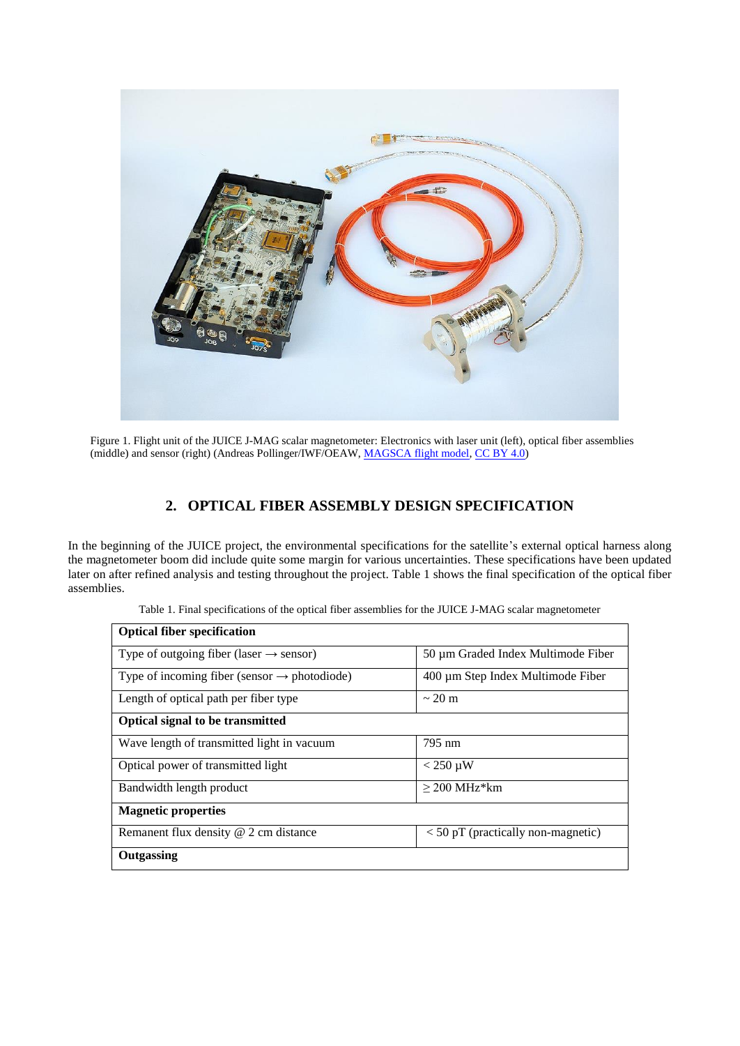Figure 1. Flight unit of the JUICE J-MAG scalar magnetometer: Electronics with laser unit (left), optical fiber assemblies (middle) and sensor (right) (Andreas Pollinger/IWF/OEAW, MAGSCA flight model, CC BY 4.0)

## 2. OPTICAL FIBER ASSEMBLY DESIGN SPECIFICATION

In the beginning of the JUICE project, the environmental specifications for the satellite's external optical harness along the magnetometer boom did include quite some margin for various uncertainties. These specifications have been updated later on after refined analysis and testing throughout the project. Table 1 shows the final specification of the optical fiber assemblies.

Table 1. Final specifications of the optical fiber assemblies for the JUICE J-MAG scalar magnetometer

| **Optical fiber specification** | |
|---|---|
| Type of outgoing fiber (laser → sensor) | 50 µm Graded Index Multimode Fiber |
| Type of incoming fiber (sensor → photodiode) | 400 µm Step Index Multimode Fiber |
| Length of optical path per fiber type | ~ 20 m |
| **Optical signal to be transmitted** | |
| Wave length of transmitted light in vacuum | 795 nm |
| Optical power of transmitted light | < 250 µW |
| Bandwidth length product | ≥ 200 MHz*km |
| **Magnetic properties** | |
| Remanent flux density @ 2 cm distance | < 50 pT (practically non-magnetic) |
| **Outgassing** | |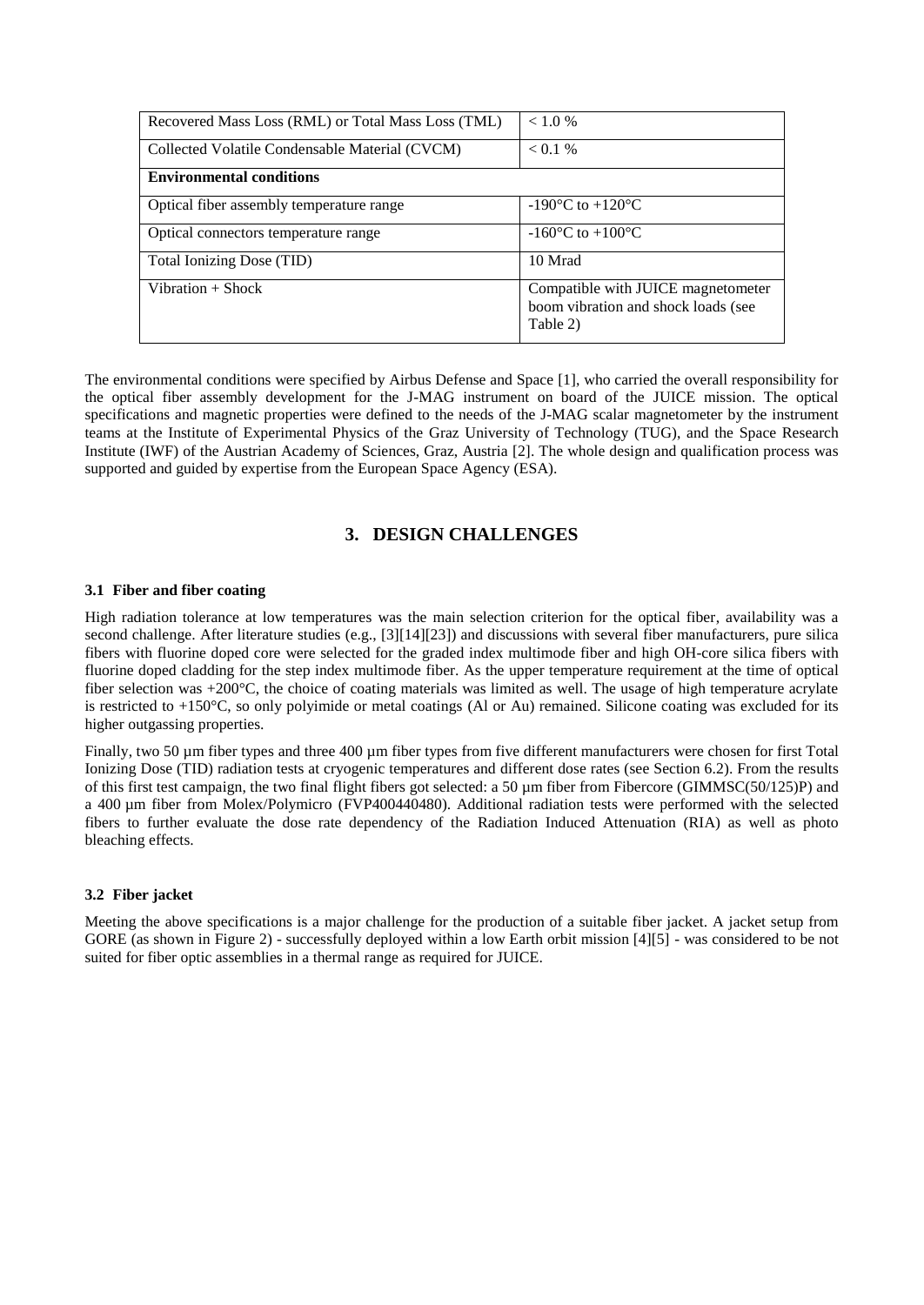| | |
|---|---|
| Recovered Mass Loss (RML) or Total Mass Loss (TML) | < 1.0 % |
| Collected Volatile Condensable Material (CVCM) | < 0.1 % |
| **Environmental conditions** | |
| Optical fiber assembly temperature range | -190°C to +120°C |
| Optical connectors temperature range | -160°C to +100°C |
| Total Ionizing Dose (TID) | 10 Mrad |
| Vibration + Shock | Compatible with JUICE magnetometer boom vibration and shock loads (see Table 2) |

The environmental conditions were specified by Airbus Defense and Space [1], who carried the overall responsibility for the optical fiber assembly development for the J-MAG instrument on board of the JUICE mission. The optical specifications and magnetic properties were defined to the needs of the J-MAG scalar magnetometer by the instrument teams at the Institute of Experimental Physics of the Graz University of Technology (TUG), and the Space Research Institute (IWF) of the Austrian Academy of Sciences, Graz, Austria [2]. The whole design and qualification process was supported and guided by expertise from the European Space Agency (ESA).

## 3. DESIGN CHALLENGES

### 3.1 Fiber and fiber coating

High radiation tolerance at low temperatures was the main selection criterion for the optical fiber, availability was a second challenge. After literature studies (e.g., [3][14][23]) and discussions with several fiber manufacturers, pure silica fibers with fluorine doped core were selected for the graded index multimode fiber and high OH-core silica fibers with fluorine doped cladding for the step index multimode fiber. As the upper temperature requirement at the time of optical fiber selection was +200°C, the choice of coating materials was limited as well. The usage of high temperature acrylate is restricted to +150°C, so only polyimide or metal coatings (Al or Au) remained. Silicone coating was excluded for its higher outgassing properties.

Finally, two 50 µm fiber types and three 400 µm fiber types from five different manufacturers were chosen for first Total Ionizing Dose (TID) radiation tests at cryogenic temperatures and different dose rates (see Section 6.2). From the results of this first test campaign, the two final flight fibers got selected: a 50 µm fiber from Fibercore (GIMMSC(50/125)P) and a 400 µm fiber from Molex/Polymicro (FVP400440480). Additional radiation tests were performed with the selected fibers to further evaluate the dose rate dependency of the Radiation Induced Attenuation (RIA) as well as photo bleaching effects.

### 3.2 Fiber jacket

Meeting the above specifications is a major challenge for the production of a suitable fiber jacket. A jacket setup from GORE (as shown in Figure 2) - successfully deployed within a low Earth orbit mission [4][5] - was considered to be not suited for fiber optic assemblies in a thermal range as required for JUICE.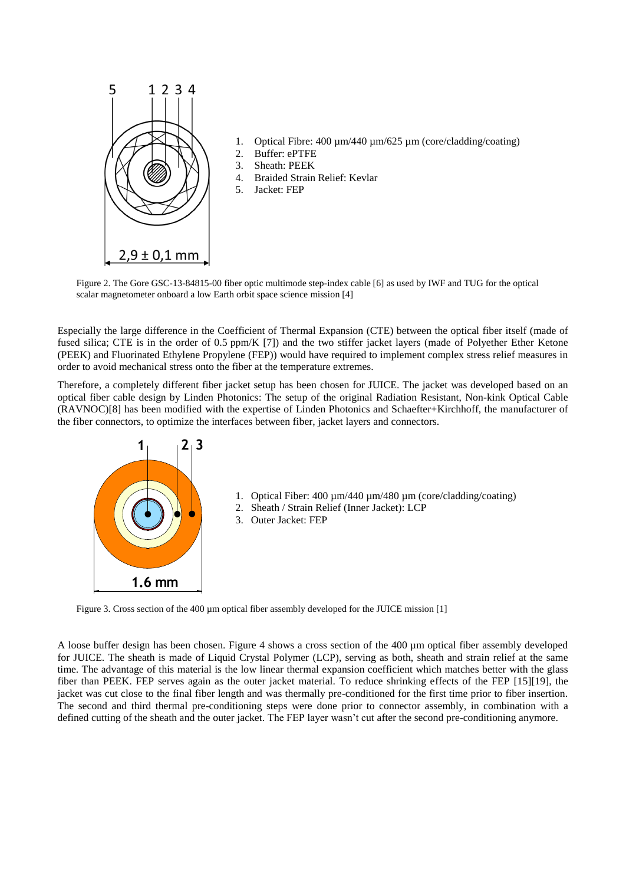1. Optical Fibre: 400 µm/440 µm/625 µm (core/cladding/coating)
2. Buffer: ePTFE
3. Sheath: PEEK
4. Braided Strain Relief: Kevlar
5. Jacket: FEP

Figure 2. The Gore GSC-13-84815-00 fiber optic multimode step-index cable [6] as used by IWF and TUG for the optical scalar magnetometer onboard a low Earth orbit space science mission [4]

Especially the large difference in the Coefficient of Thermal Expansion (CTE) between the optical fiber itself (made of fused silica; CTE is in the order of 0.5 ppm/K [7]) and the two stiffer jacket layers (made of Polyether Ether Ketone (PEEK) and Fluorinated Ethylene Propylene (FEP)) would have required to implement complex stress relief measures in order to avoid mechanical stress onto the fiber at the temperature extremes.

Therefore, a completely different fiber jacket setup has been chosen for JUICE. The jacket was developed based on an optical fiber cable design by Linden Photonics: The setup of the original Radiation Resistant, Non-kink Optical Cable (RAVNOC)[8] has been modified with the expertise of Linden Photonics and Schaefter+Kirchhoff, the manufacturer of the fiber connectors, to optimize the interfaces between fiber, jacket layers and connectors.

1. Optical Fiber: 400 µm/440 µm/480 µm (core/cladding/coating)
2. Sheath / Strain Relief (Inner Jacket): LCP
3. Outer Jacket: FEP

Figure 3. Cross section of the 400 µm optical fiber assembly developed for the JUICE mission [1]

A loose buffer design has been chosen. Figure 4 shows a cross section of the 400 µm optical fiber assembly developed for JUICE. The sheath is made of Liquid Crystal Polymer (LCP), serving as both, sheath and strain relief at the same time. The advantage of this material is the low linear thermal expansion coefficient which matches better with the glass fiber than PEEK. FEP serves again as the outer jacket material. To reduce shrinking effects of the FEP [15][19], the jacket was cut close to the final fiber length and was thermally pre-conditioned for the first time prior to fiber insertion. The second and third thermal pre-conditioning steps were done prior to connector assembly, in combination with a defined cutting of the sheath and the outer jacket. The FEP layer wasn't cut after the second pre-conditioning anymore.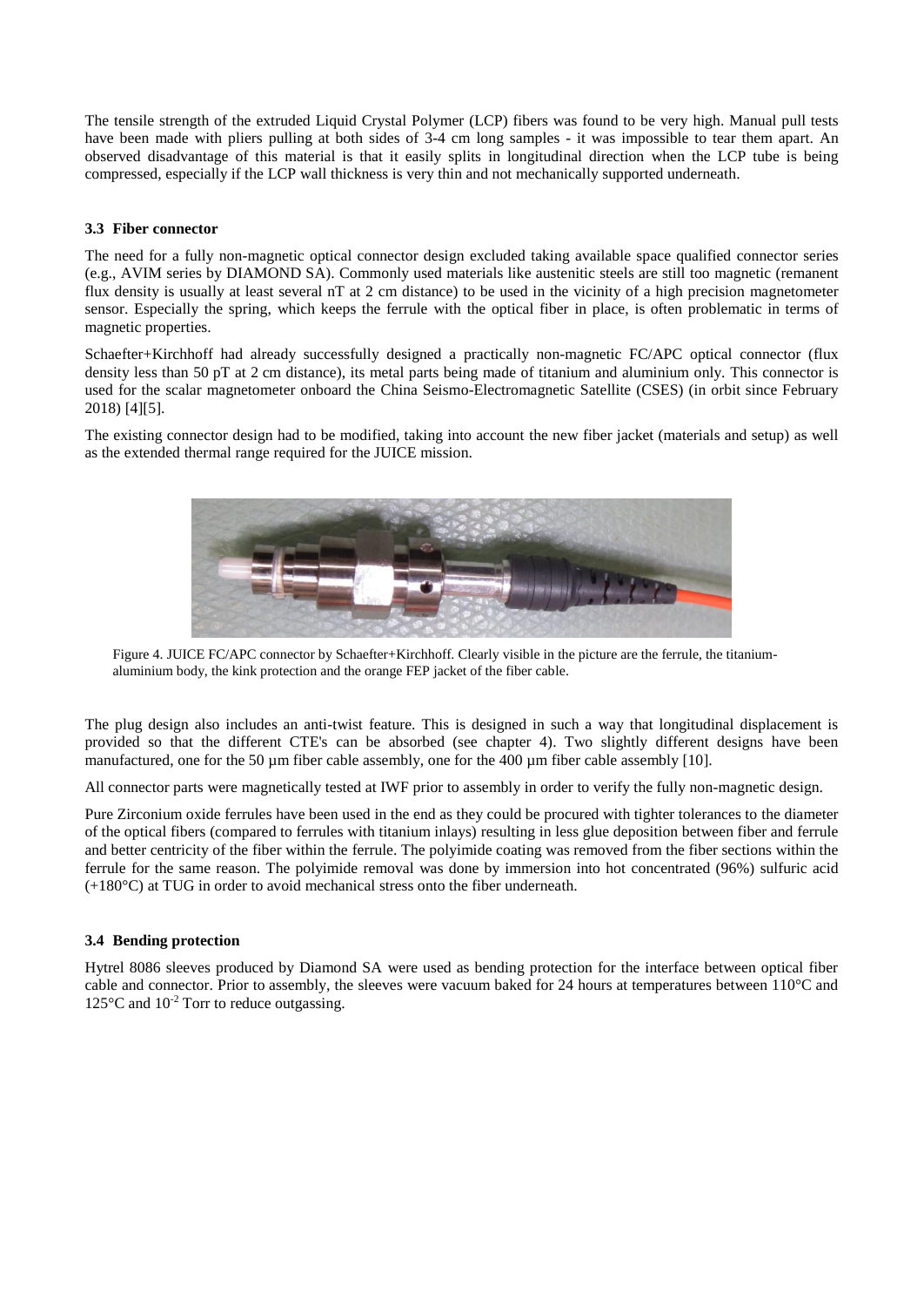The tensile strength of the extruded Liquid Crystal Polymer (LCP) fibers was found to be very high. Manual pull tests have been made with pliers pulling at both sides of 3-4 cm long samples - it was impossible to tear them apart. An observed disadvantage of this material is that it easily splits in longitudinal direction when the LCP tube is being compressed, especially if the LCP wall thickness is very thin and not mechanically supported underneath.

### 3.3 Fiber connector

The need for a fully non-magnetic optical connector design excluded taking available space qualified connector series (e.g., AVIM series by DIAMOND SA). Commonly used materials like austenitic steels are still too magnetic (remanent flux density is usually at least several nT at 2 cm distance) to be used in the vicinity of a high precision magnetometer sensor. Especially the spring, which keeps the ferrule with the optical fiber in place, is often problematic in terms of magnetic properties.

Schaefter+Kirchhoff had already successfully designed a practically non-magnetic FC/APC optical connector (flux density less than 50 pT at 2 cm distance), its metal parts being made of titanium and aluminium only. This connector is used for the scalar magnetometer onboard the China Seismo-Electromagnetic Satellite (CSES) (in orbit since February 2018) [4][5].

The existing connector design had to be modified, taking into account the new fiber jacket (materials and setup) as well as the extended thermal range required for the JUICE mission.

Figure 4. JUICE FC/APC connector by Schaefter+Kirchhoff. Clearly visible in the picture are the ferrule, the titanium-aluminium body, the kink protection and the orange FEP jacket of the fiber cable.

The plug design also includes an anti-twist feature. This is designed in such a way that longitudinal displacement is provided so that the different CTE's can be absorbed (see chapter 4). Two slightly different designs have been manufactured, one for the 50 µm fiber cable assembly, one for the 400 µm fiber cable assembly [10].

All connector parts were magnetically tested at IWF prior to assembly in order to verify the fully non-magnetic design.

Pure Zirconium oxide ferrules have been used in the end as they could be procured with tighter tolerances to the diameter of the optical fibers (compared to ferrules with titanium inlays) resulting in less glue deposition between fiber and ferrule and better centricity of the fiber within the ferrule. The polyimide coating was removed from the fiber sections within the ferrule for the same reason. The polyimide removal was done by immersion into hot concentrated (96%) sulfuric acid (+180°C) at TUG in order to avoid mechanical stress onto the fiber underneath.

### 3.4 Bending protection

Hytrel 8086 sleeves produced by Diamond SA were used as bending protection for the interface between optical fiber cable and connector. Prior to assembly, the sleeves were vacuum baked for 24 hours at temperatures between 110°C and 125°C and $10^{-2}$ Torr to reduce outgassing.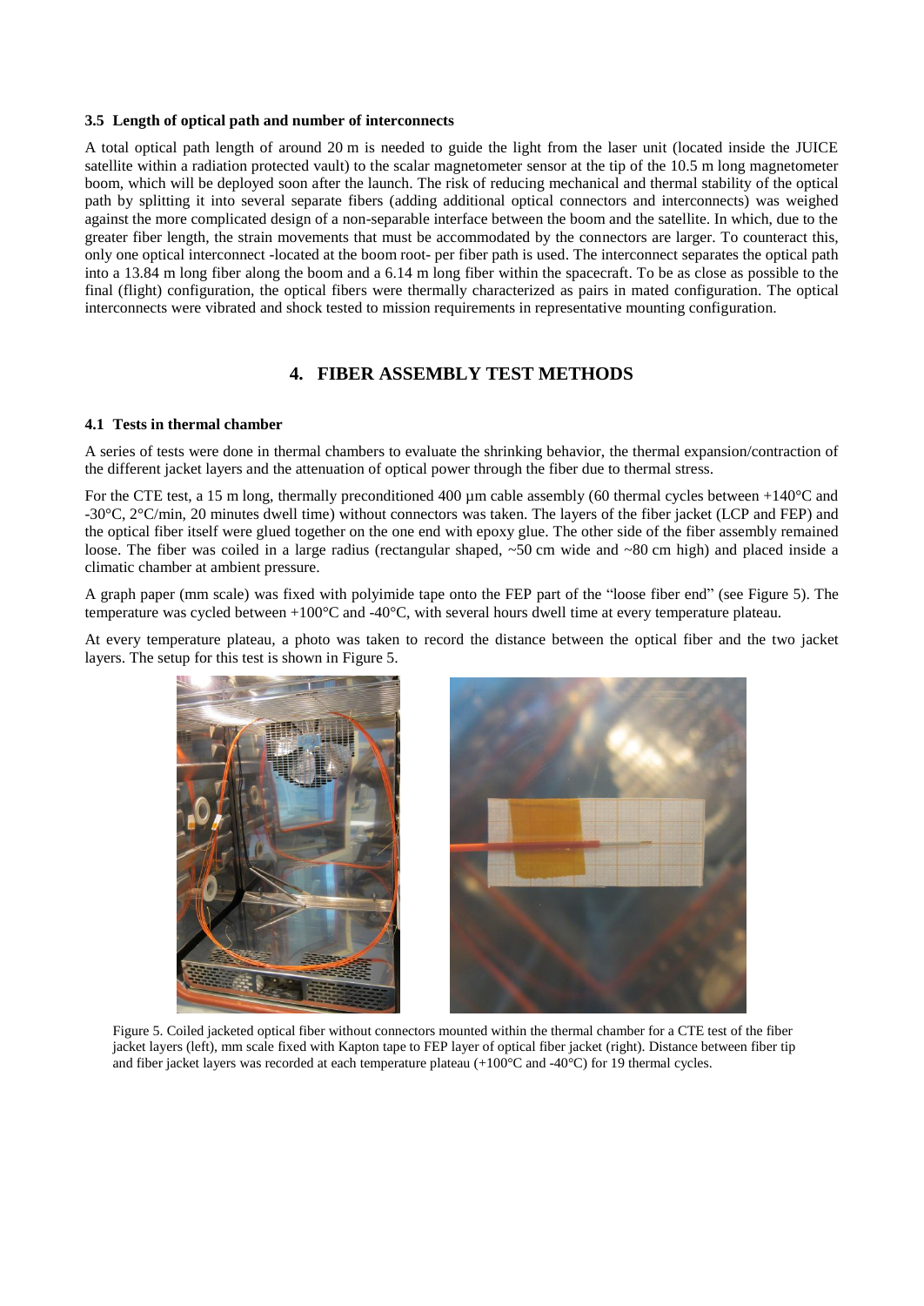### 3.5 Length of optical path and number of interconnects

A total optical path length of around 20 m is needed to guide the light from the laser unit (located inside the JUICE satellite within a radiation protected vault) to the scalar magnetometer sensor at the tip of the 10.5 m long magnetometer boom, which will be deployed soon after the launch. The risk of reducing mechanical and thermal stability of the optical path by splitting it into several separate fibers (adding additional optical connectors and interconnects) was weighed against the more complicated design of a non-separable interface between the boom and the satellite. In which, due to the greater fiber length, the strain movements that must be accommodated by the connectors are larger. To counteract this, only one optical interconnect -located at the boom root- per fiber path is used. The interconnect separates the optical path into a 13.84 m long fiber along the boom and a 6.14 m long fiber within the spacecraft. To be as close as possible to the final (flight) configuration, the optical fibers were thermally characterized as pairs in mated configuration. The optical interconnects were vibrated and shock tested to mission requirements in representative mounting configuration.

## 4. FIBER ASSEMBLY TEST METHODS

### 4.1 Tests in thermal chamber

A series of tests were done in thermal chambers to evaluate the shrinking behavior, the thermal expansion/contraction of the different jacket layers and the attenuation of optical power through the fiber due to thermal stress.

For the CTE test, a 15 m long, thermally preconditioned 400 µm cable assembly (60 thermal cycles between +140°C and -30°C, 2°C/min, 20 minutes dwell time) without connectors was taken. The layers of the fiber jacket (LCP and FEP) and the optical fiber itself were glued together on the one end with epoxy glue. The other side of the fiber assembly remained loose. The fiber was coiled in a large radius (rectangular shaped, ~50 cm wide and ~80 cm high) and placed inside a climatic chamber at ambient pressure.

A graph paper (mm scale) was fixed with polyimide tape onto the FEP part of the "loose fiber end" (see Figure 5). The temperature was cycled between +100°C and -40°C, with several hours dwell time at every temperature plateau.

At every temperature plateau, a photo was taken to record the distance between the optical fiber and the two jacket layers. The setup for this test is shown in Figure 5.

Figure 5. Coiled jacketed optical fiber without connectors mounted within the thermal chamber for a CTE test of the fiber jacket layers (left), mm scale fixed with Kapton tape to FEP layer of optical fiber jacket (right). Distance between fiber tip and fiber jacket layers was recorded at each temperature plateau (+100°C and -40°C) for 19 thermal cycles.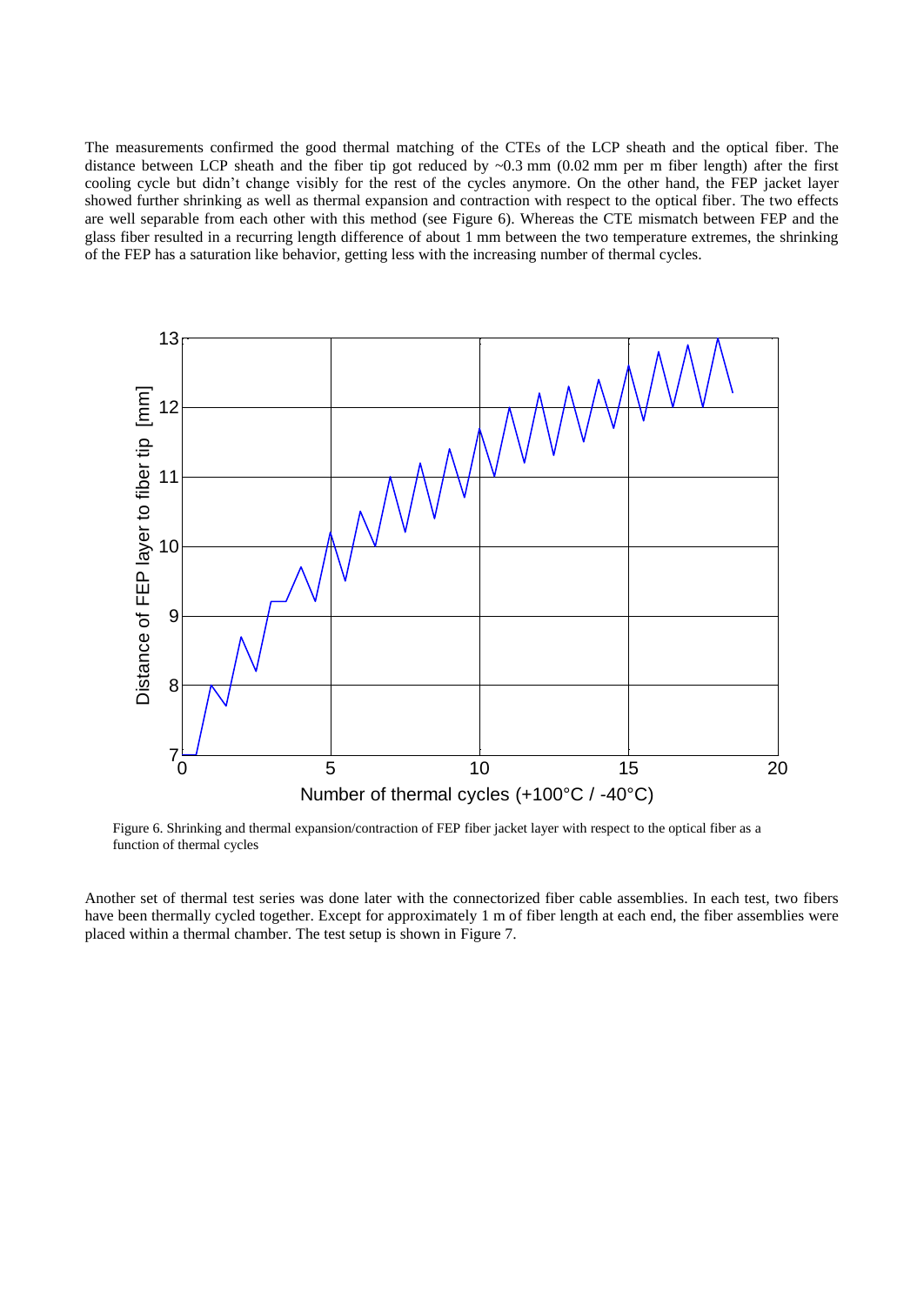The measurements confirmed the good thermal matching of the CTEs of the LCP sheath and the optical fiber. The distance between LCP sheath and the fiber tip got reduced by ~0.3 mm (0.02 mm per m fiber length) after the first cooling cycle but didn't change visibly for the rest of the cycles anymore. On the other hand, the FEP jacket layer showed further shrinking as well as thermal expansion and contraction with respect to the optical fiber. The two effects are well separable from each other with this method (see Figure 6). Whereas the CTE mismatch between FEP and the glass fiber resulted in a recurring length difference of about 1 mm between the two temperature extremes, the shrinking of the FEP has a saturation like behavior, getting less with the increasing number of thermal cycles.

Figure 6. Shrinking and thermal expansion/contraction of FEP fiber jacket layer with respect to the optical fiber as a function of thermal cycles

Another set of thermal test series was done later with the connectorized fiber cable assemblies. In each test, two fibers have been thermally cycled together. Except for approximately 1 m of fiber length at each end, the fiber assemblies were placed within a thermal chamber. The test setup is shown in Figure 7.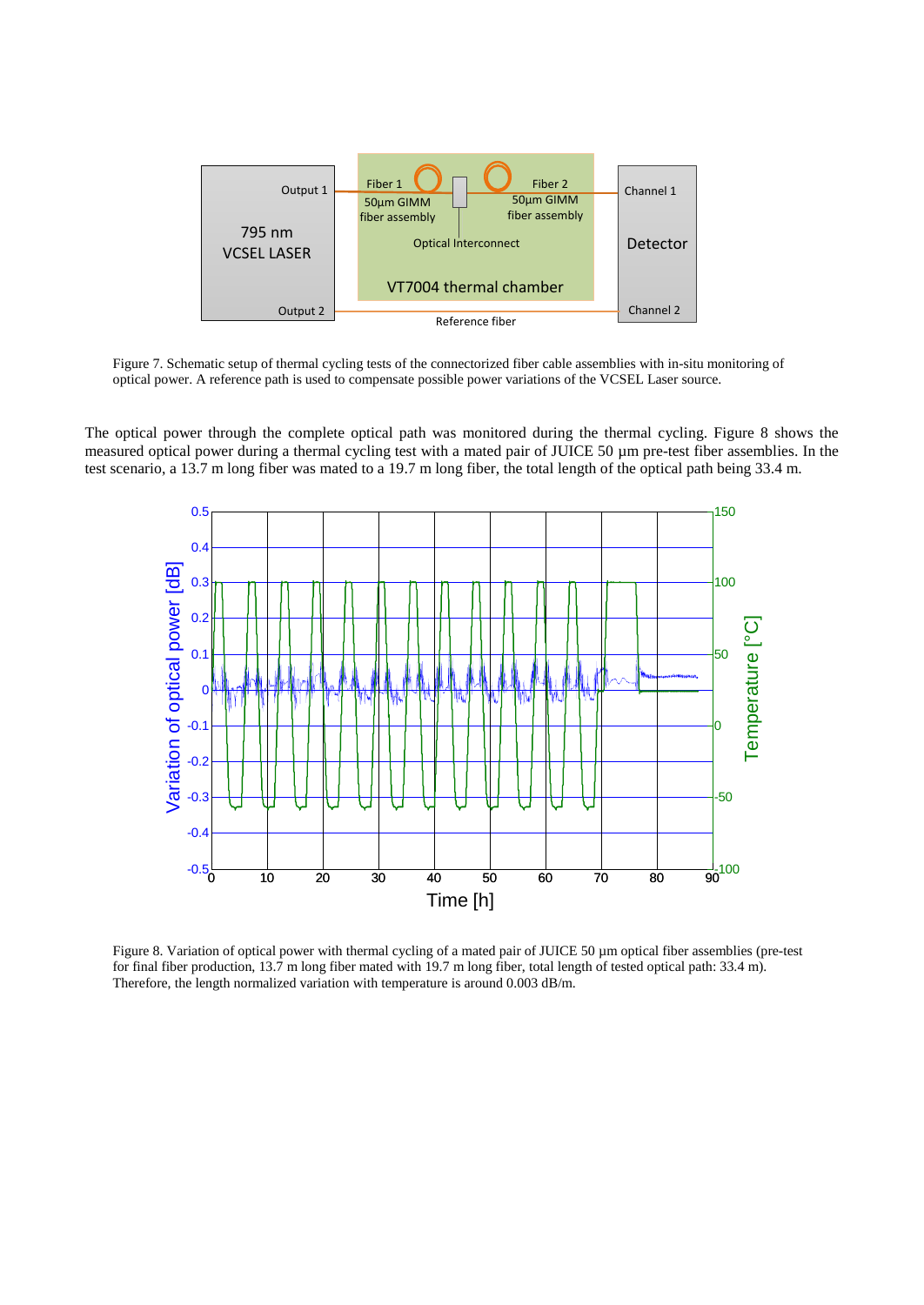Figure 7. Schematic setup of thermal cycling tests of the connectorized fiber cable assemblies with in-situ monitoring of optical power. A reference path is used to compensate possible power variations of the VCSEL Laser source.

The optical power through the complete optical path was monitored during the thermal cycling. Figure 8 shows the measured optical power during a thermal cycling test with a mated pair of JUICE 50 µm pre-test fiber assemblies. In the test scenario, a 13.7 m long fiber was mated to a 19.7 m long fiber, the total length of the optical path being 33.4 m.

Figure 8. Variation of optical power with thermal cycling of a mated pair of JUICE 50 µm optical fiber assemblies (pre-test for final fiber production, 13.7 m long fiber mated with 19.7 m long fiber, total length of tested optical path: 33.4 m). Therefore, the length normalized variation with temperature is around 0.003 dB/m.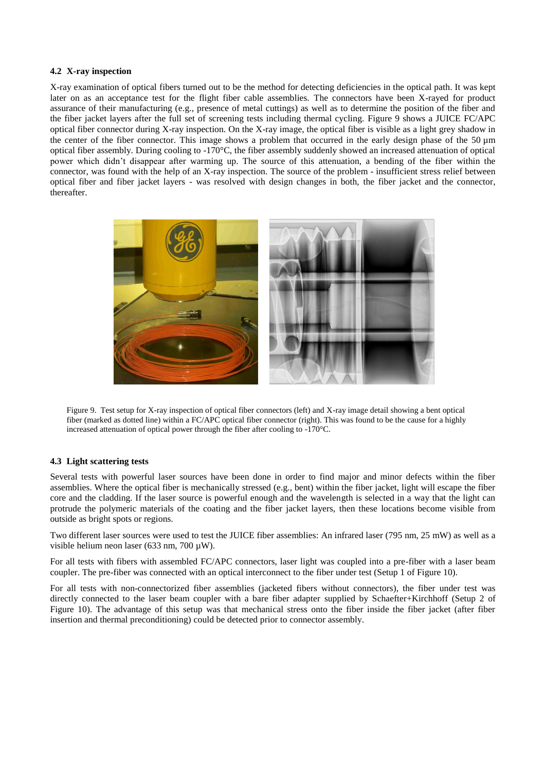### 4.2 X-ray inspection

X-ray examination of optical fibers turned out to be the method for detecting deficiencies in the optical path. It was kept later on as an acceptance test for the flight fiber cable assemblies. The connectors have been X-rayed for product assurance of their manufacturing (e.g., presence of metal cuttings) as well as to determine the position of the fiber and the fiber jacket layers after the full set of screening tests including thermal cycling. Figure 9 shows a JUICE FC/APC optical fiber connector during X-ray inspection. On the X-ray image, the optical fiber is visible as a light grey shadow in the center of the fiber connector. This image shows a problem that occurred in the early design phase of the 50 µm optical fiber assembly. During cooling to -170°C, the fiber assembly suddenly showed an increased attenuation of optical power which didn't disappear after warming up. The source of this attenuation, a bending of the fiber within the connector, was found with the help of an X-ray inspection. The source of the problem - insufficient stress relief between optical fiber and fiber jacket layers - was resolved with design changes in both, the fiber jacket and the connector, thereafter.

Figure 9. Test setup for X-ray inspection of optical fiber connectors (left) and X-ray image detail showing a bent optical fiber (marked as dotted line) within a FC/APC optical fiber connector (right). This was found to be the cause for a highly increased attenuation of optical power through the fiber after cooling to -170°C.

### 4.3 Light scattering tests

Several tests with powerful laser sources have been done in order to find major and minor defects within the fiber assemblies. Where the optical fiber is mechanically stressed (e.g., bent) within the fiber jacket, light will escape the fiber core and the cladding. If the laser source is powerful enough and the wavelength is selected in a way that the light can protrude the polymeric materials of the coating and the fiber jacket layers, then these locations become visible from outside as bright spots or regions.

Two different laser sources were used to test the JUICE fiber assemblies: An infrared laser (795 nm, 25 mW) as well as a visible helium neon laser (633 nm, 700 µW).

For all tests with fibers with assembled FC/APC connectors, laser light was coupled into a pre-fiber with a laser beam coupler. The pre-fiber was connected with an optical interconnect to the fiber under test (Setup 1 of Figure 10).

For all tests with non-connectorized fiber assemblies (jacketed fibers without connectors), the fiber under test was directly connected to the laser beam coupler with a bare fiber adapter supplied by Schaefter+Kirchhoff (Setup 2 of Figure 10). The advantage of this setup was that mechanical stress onto the fiber inside the fiber jacket (after fiber insertion and thermal preconditioning) could be detected prior to connector assembly.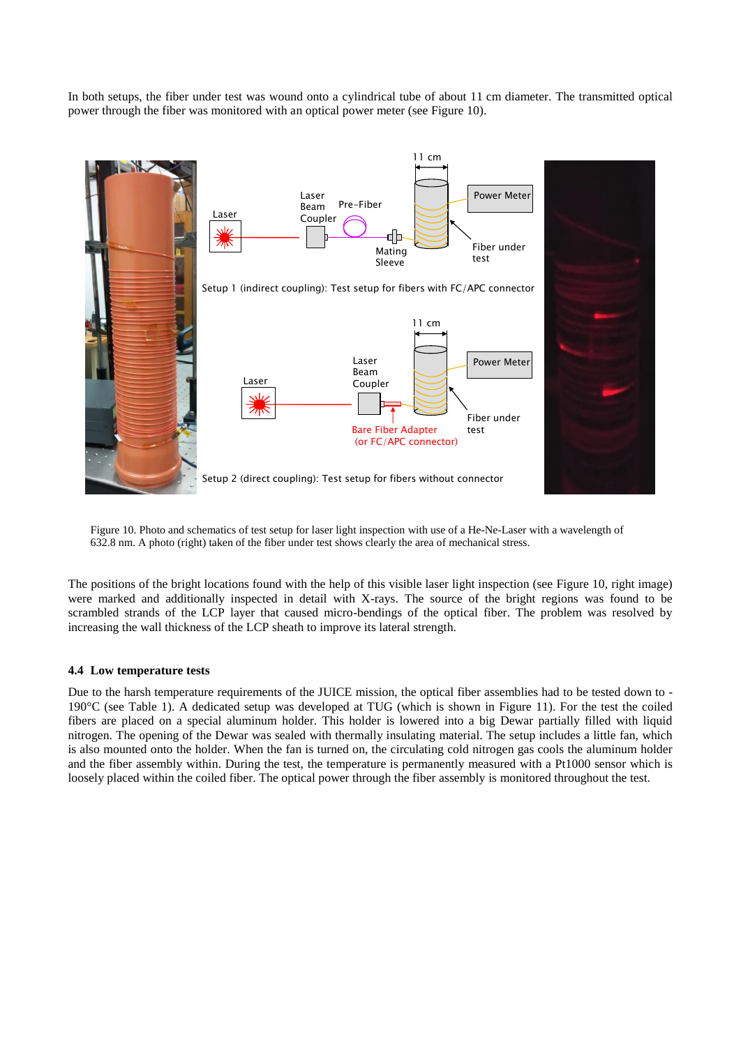In both setups, the fiber under test was wound onto a cylindrical tube of about 11 cm diameter. The transmitted optical power through the fiber was monitored with an optical power meter (see Figure 10).

Figure 10. Photo and schematics of test setup for laser light inspection with use of a He-Ne-Laser with a wavelength of 632.8 nm. A photo (right) taken of the fiber under test shows clearly the area of mechanical stress.

The positions of the bright locations found with the help of this visible laser light inspection (see Figure 10, right image) were marked and additionally inspected in detail with X-rays. The source of the bright regions was found to be scrambled strands of the LCP layer that caused micro-bendings of the optical fiber. The problem was resolved by increasing the wall thickness of the LCP sheath to improve its lateral strength.

### 4.4 Low temperature tests

Due to the harsh temperature requirements of the JUICE mission, the optical fiber assemblies had to be tested down to -190°C (see Table 1). A dedicated setup was developed at TUG (which is shown in Figure 11). For the test the coiled fibers are placed on a special aluminum holder. This holder is lowered into a big Dewar partially filled with liquid nitrogen. The opening of the Dewar was sealed with thermally insulating material. The setup includes a little fan, which is also mounted onto the holder. When the fan is turned on, the circulating cold nitrogen gas cools the aluminum holder and the fiber assembly within. During the test, the temperature is permanently measured with a Pt1000 sensor which is loosely placed within the coiled fiber. The optical power through the fiber assembly is monitored throughout the test.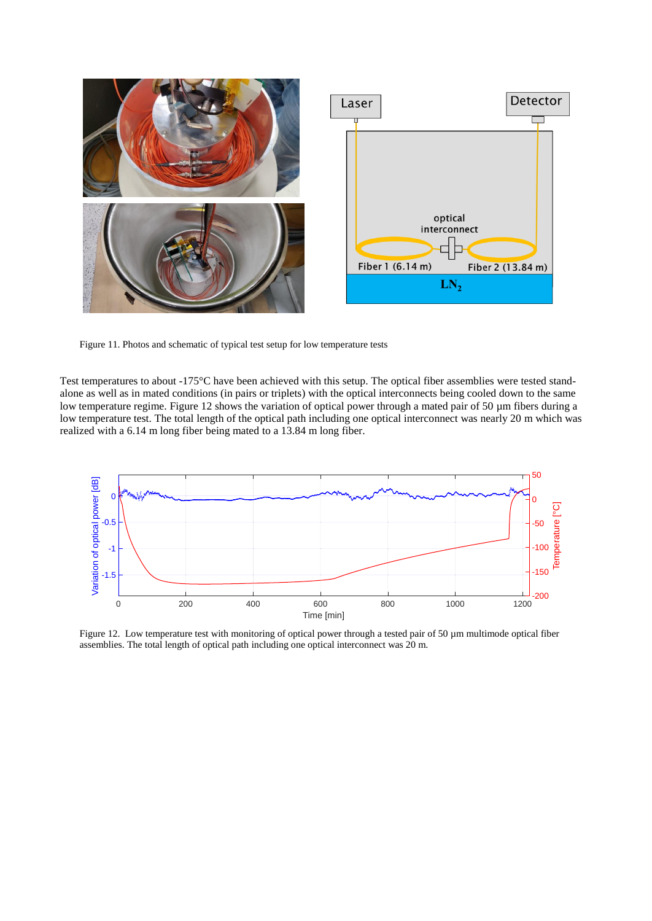Figure 11. Photos and schematic of typical test setup for low temperature tests

Test temperatures to about -175°C have been achieved with this setup. The optical fiber assemblies were tested stand-alone as well as in mated conditions (in pairs or triplets) with the optical interconnects being cooled down to the same low temperature regime. Figure 12 shows the variation of optical power through a mated pair of 50 µm fibers during a low temperature test. The total length of the optical path including one optical interconnect was nearly 20 m which was realized with a 6.14 m long fiber being mated to a 13.84 m long fiber.

Figure 12. Low temperature test with monitoring of optical power through a tested pair of 50 µm multimode optical fiber assemblies. The total length of optical path including one optical interconnect was 20 m.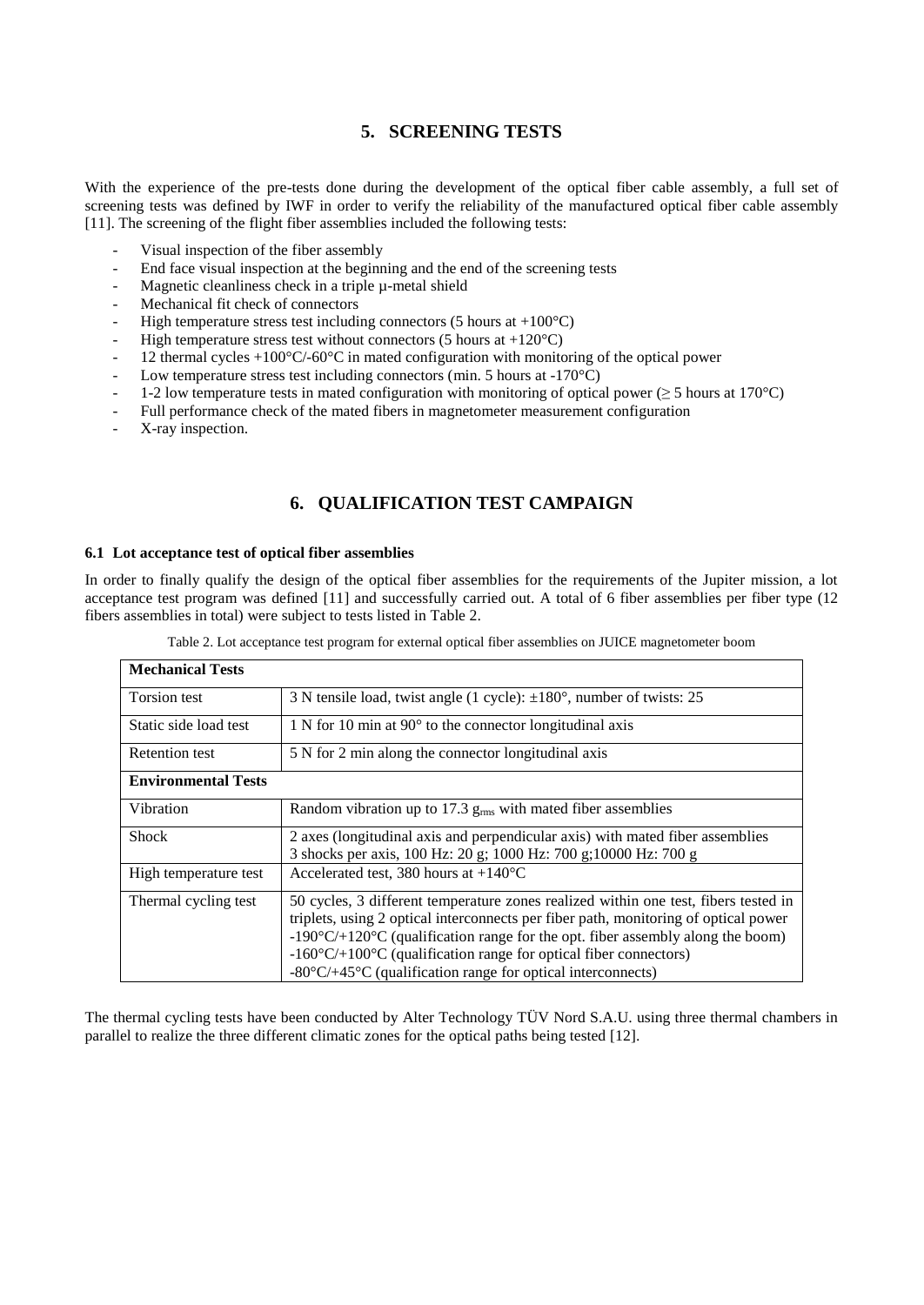## 5. SCREENING TESTS

With the experience of the pre-tests done during the development of the optical fiber cable assembly, a full set of screening tests was defined by IWF in order to verify the reliability of the manufactured optical fiber cable assembly [11]. The screening of the flight fiber assemblies included the following tests:

- Visual inspection of the fiber assembly
- End face visual inspection at the beginning and the end of the screening tests
- Magnetic cleanliness check in a triple µ-metal shield
- Mechanical fit check of connectors
- High temperature stress test including connectors (5 hours at +100°C)
- High temperature stress test without connectors (5 hours at +120°C)
- 12 thermal cycles +100°C/-60°C in mated configuration with monitoring of the optical power
- Low temperature stress test including connectors (min. 5 hours at -170°C)
- 1-2 low temperature tests in mated configuration with monitoring of optical power (≥ 5 hours at 170°C)
- Full performance check of the mated fibers in magnetometer measurement configuration
- X-ray inspection.

## 6. QUALIFICATION TEST CAMPAIGN

### 6.1 Lot acceptance test of optical fiber assemblies

In order to finally qualify the design of the optical fiber assemblies for the requirements of the Jupiter mission, a lot acceptance test program was defined [11] and successfully carried out. A total of 6 fiber assemblies per fiber type (12 fibers assemblies in total) were subject to tests listed in Table 2.

Table 2. Lot acceptance test program for external optical fiber assemblies on JUICE magnetometer boom

| **Mechanical Tests** | |
|---|---|
| Torsion test | 3 N tensile load, twist angle (1 cycle): ±180°, number of twists: 25 |
| Static side load test | 1 N for 10 min at 90° to the connector longitudinal axis |
| Retention test | 5 N for 2 min along the connector longitudinal axis |
| **Environmental Tests** | |
| Vibration | Random vibration up to 17.3 $g_{rms}$ with mated fiber assemblies |
| Shock | 2 axes (longitudinal axis and perpendicular axis) with mated fiber assemblies<br>3 shocks per axis, 100 Hz: 20 g; 1000 Hz: 700 g;10000 Hz: 700 g |
| High temperature test | Accelerated test, 380 hours at +140°C |
| Thermal cycling test | 50 cycles, 3 different temperature zones realized within one test, fibers tested in triplets, using 2 optical interconnects per fiber path, monitoring of optical power<br>-190°C/+120°C (qualification range for the opt. fiber assembly along the boom)<br>-160°C/+100°C (qualification range for optical fiber connectors)<br>-80°C/+45°C (qualification range for optical interconnects) |

The thermal cycling tests have been conducted by Alter Technology TÜV Nord S.A.U. using three thermal chambers in parallel to realize the three different climatic zones for the optical paths being tested [12].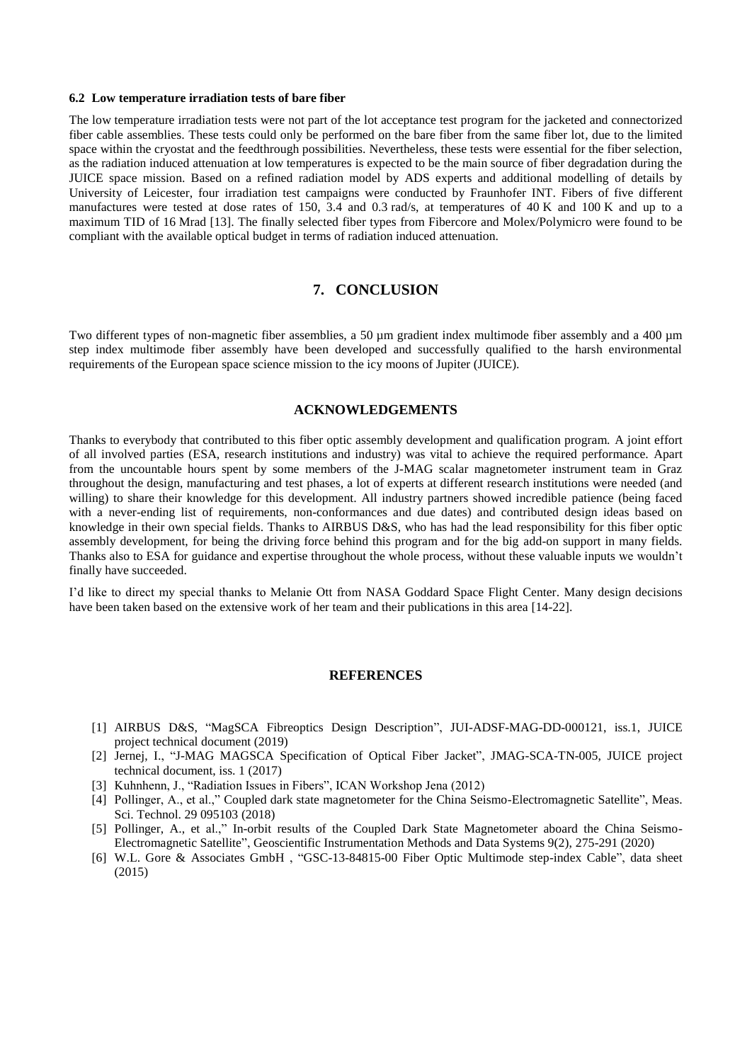### 6.2 Low temperature irradiation tests of bare fiber

The low temperature irradiation tests were not part of the lot acceptance test program for the jacketed and connectorized fiber cable assemblies. These tests could only be performed on the bare fiber from the same fiber lot, due to the limited space within the cryostat and the feedthrough possibilities. Nevertheless, these tests were essential for the fiber selection, as the radiation induced attenuation at low temperatures is expected to be the main source of fiber degradation during the JUICE space mission. Based on a refined radiation model by ADS experts and additional modelling of details by University of Leicester, four irradiation test campaigns were conducted by Fraunhofer INT. Fibers of five different manufactures were tested at dose rates of 150, 3.4 and 0.3 rad/s, at temperatures of 40 K and 100 K and up to a maximum TID of 16 Mrad [13]. The finally selected fiber types from Fibercore and Molex/Polymicro were found to be compliant with the available optical budget in terms of radiation induced attenuation.

## 7. CONCLUSION

Two different types of non-magnetic fiber assemblies, a 50 µm gradient index multimode fiber assembly and a 400 µm step index multimode fiber assembly have been developed and successfully qualified to the harsh environmental requirements of the European space science mission to the icy moons of Jupiter (JUICE).

## ACKNOWLEDGEMENTS

Thanks to everybody that contributed to this fiber optic assembly development and qualification program. A joint effort of all involved parties (ESA, research institutions and industry) was vital to achieve the required performance. Apart from the uncountable hours spent by some members of the J-MAG scalar magnetometer instrument team in Graz throughout the design, manufacturing and test phases, a lot of experts at different research institutions were needed (and willing) to share their knowledge for this development. All industry partners showed incredible patience (being faced with a never-ending list of requirements, non-conformances and due dates) and contributed design ideas based on knowledge in their own special fields. Thanks to AIRBUS D&S, who has had the lead responsibility for this fiber optic assembly development, for being the driving force behind this program and for the big add-on support in many fields. Thanks also to ESA for guidance and expertise throughout the whole process, without these valuable inputs we wouldn't finally have succeeded.

I'd like to direct my special thanks to Melanie Ott from NASA Goddard Space Flight Center. Many design decisions have been taken based on the extensive work of her team and their publications in this area [14-22].

## REFERENCES

[1] AIRBUS D&S, "MagSCA Fibreoptics Design Description", JUI-ADSF-MAG-DD-000121, iss.1, JUICE project technical document (2019)

[2] Jernej, I., "J-MAG MAGSCA Specification of Optical Fiber Jacket", JMAG-SCA-TN-005, JUICE project technical document, iss. 1 (2017)

[3] Kuhnhenn, J., "Radiation Issues in Fibers", ICAN Workshop Jena (2012)

[4] Pollinger, A., et al.," Coupled dark state magnetometer for the China Seismo-Electromagnetic Satellite", Meas. Sci. Technol. 29 095103 (2018)

[5] Pollinger, A., et al.," In-orbit results of the Coupled Dark State Magnetometer aboard the China Seismo-Electromagnetic Satellite", Geoscientific Instrumentation Methods and Data Systems 9(2), 275-291 (2020)

[6] W.L. Gore & Associates GmbH , "GSC-13-84815-00 Fiber Optic Multimode step-index Cable", data sheet (2015)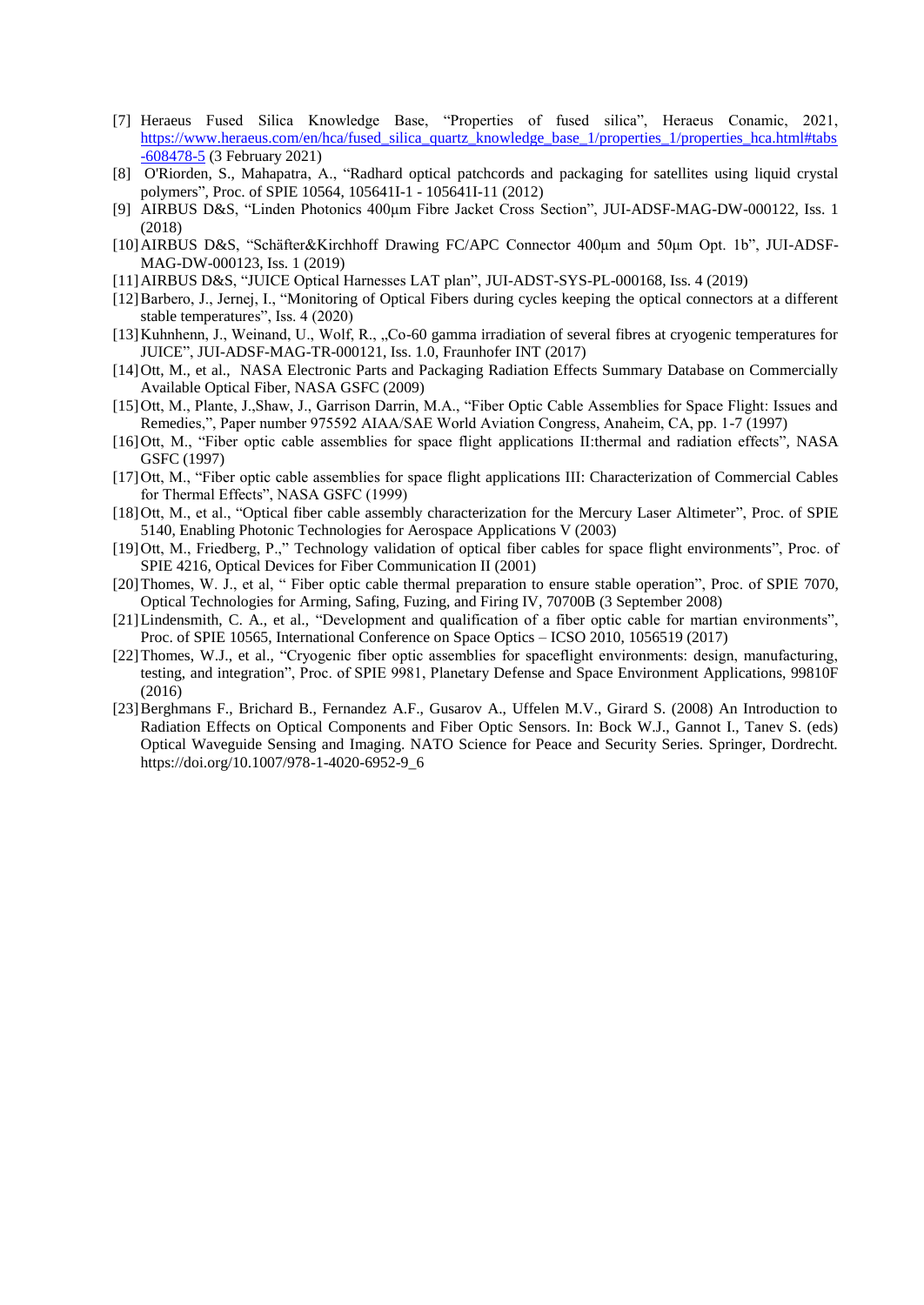[7] Heraeus Fused Silica Knowledge Base, "Properties of fused silica", Heraeus Conamic, 2021, https://www.heraeus.com/en/hca/fused_silica_quartz_knowledge_base_1/properties_1/properties_hca.html#tabs-608478-5 (3 February 2021)

[8] O'Riorden, S., Mahapatra, A., "Radhard optical patchcords and packaging for satellites using liquid crystal polymers", Proc. of SPIE 10564, 105641I-1 - 105641I-11 (2012)

[9] AIRBUS D&S, "Linden Photonics 400μm Fibre Jacket Cross Section", JUI-ADSF-MAG-DW-000122, Iss. 1 (2018)

[10] AIRBUS D&S, "Schäfter&Kirchhoff Drawing FC/APC Connector 400μm and 50μm Opt. 1b", JUI-ADSF-MAG-DW-000123, Iss. 1 (2019)

[11] AIRBUS D&S, "JUICE Optical Harnesses LAT plan", JUI-ADST-SYS-PL-000168, Iss. 4 (2019)

[12] Barbero, J., Jernej, I., "Monitoring of Optical Fibers during cycles keeping the optical connectors at a different stable temperatures", Iss. 4 (2020)

[13] Kuhnhenn, J., Weinand, U., Wolf, R., „Co-60 gamma irradiation of several fibres at cryogenic temperatures for JUICE", JUI-ADSF-MAG-TR-000121, Iss. 1.0, Fraunhofer INT (2017)

[14] Ott, M., et al., NASA Electronic Parts and Packaging Radiation Effects Summary Database on Commercially Available Optical Fiber, NASA GSFC (2009)

[15] Ott, M., Plante, J.,Shaw, J., Garrison Darrin, M.A., "Fiber Optic Cable Assemblies for Space Flight: Issues and Remedies,", Paper number 975592 AIAA/SAE World Aviation Congress, Anaheim, CA, pp. 1-7 (1997)

[16] Ott, M., "Fiber optic cable assemblies for space flight applications II:thermal and radiation effects", NASA GSFC (1997)

[17] Ott, M., "Fiber optic cable assemblies for space flight applications III: Characterization of Commercial Cables for Thermal Effects", NASA GSFC (1999)

[18] Ott, M., et al., "Optical fiber cable assembly characterization for the Mercury Laser Altimeter", Proc. of SPIE 5140, Enabling Photonic Technologies for Aerospace Applications V (2003)

[19] Ott, M., Friedberg, P.," Technology validation of optical fiber cables for space flight environments", Proc. of SPIE 4216, Optical Devices for Fiber Communication II (2001)

[20] Thomes, W. J., et al, " Fiber optic cable thermal preparation to ensure stable operation", Proc. of SPIE 7070, Optical Technologies for Arming, Safing, Fuzing, and Firing IV, 70700B (3 September 2008)

[21] Lindensmith, C. A., et al., "Development and qualification of a fiber optic cable for martian environments", Proc. of SPIE 10565, International Conference on Space Optics – ICSO 2010, 1056519 (2017)

[22] Thomes, W.J., et al., "Cryogenic fiber optic assemblies for spaceflight environments: design, manufacturing, testing, and integration", Proc. of SPIE 9981, Planetary Defense and Space Environment Applications, 99810F (2016)

[23] Berghmans F., Brichard B., Fernandez A.F., Gusarov A., Uffelen M.V., Girard S. (2008) An Introduction to Radiation Effects on Optical Components and Fiber Optic Sensors. In: Bock W.J., Gannot I., Tanev S. (eds) Optical Waveguide Sensing and Imaging. NATO Science for Peace and Security Series. Springer, Dordrecht. https://doi.org/10.1007/978-1-4020-6952-9_6